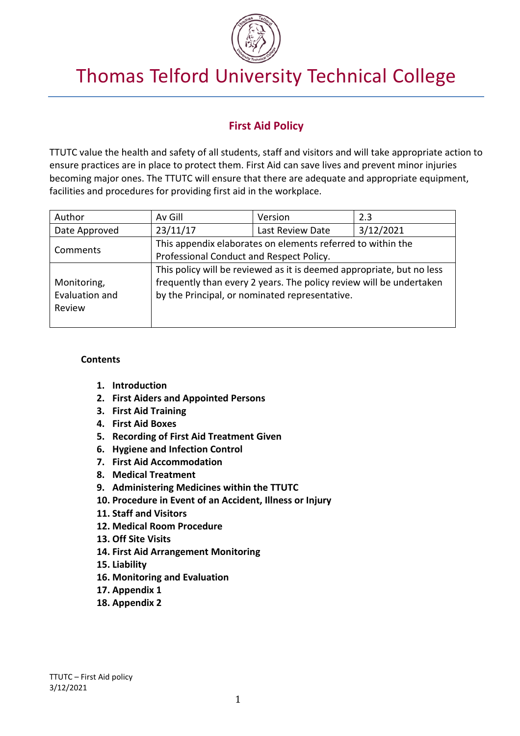# Thomas Telford University Technical College

## First Aid Policy

TTUTC value the health and safety of all students, staff and visitors and will take appropriate action to ensure practices are in place to protect them. First Aid can save lives and prevent minor injuries becoming major ones. The TTUTC will ensure that there are adequate and appropriate equipment, facilities and procedures for providing first aid in the workplace.

| Author | Av Gill | Version | 2.3 |
|---|---|---|---|
| Date Approved | 23/11/17 | Last Review Date | 3/12/2021 |
| Comments | This appendix elaborates on elements referred to within the Professional Conduct and Respect Policy. | | |
| Monitoring, Evaluation and Review | This policy will be reviewed as it is deemed appropriate, but no less frequently than every 2 years. The policy review will be undertaken by the Principal, or nominated representative. | | |

**Contents**

1. **Introduction**
2. **First Aiders and Appointed Persons**
3. **First Aid Training**
4. **First Aid Boxes**
5. **Recording of First Aid Treatment Given**
6. **Hygiene and Infection Control**
7. **First Aid Accommodation**
8. **Medical Treatment**
9. **Administering Medicines within the TTUTC**
10. **Procedure in Event of an Accident, Illness or Injury**
11. **Staff and Visitors**
12. **Medical Room Procedure**
13. **Off Site Visits**
14. **First Aid Arrangement Monitoring**
15. **Liability**
16. **Monitoring and Evaluation**
17. **Appendix 1**
18. **Appendix 2**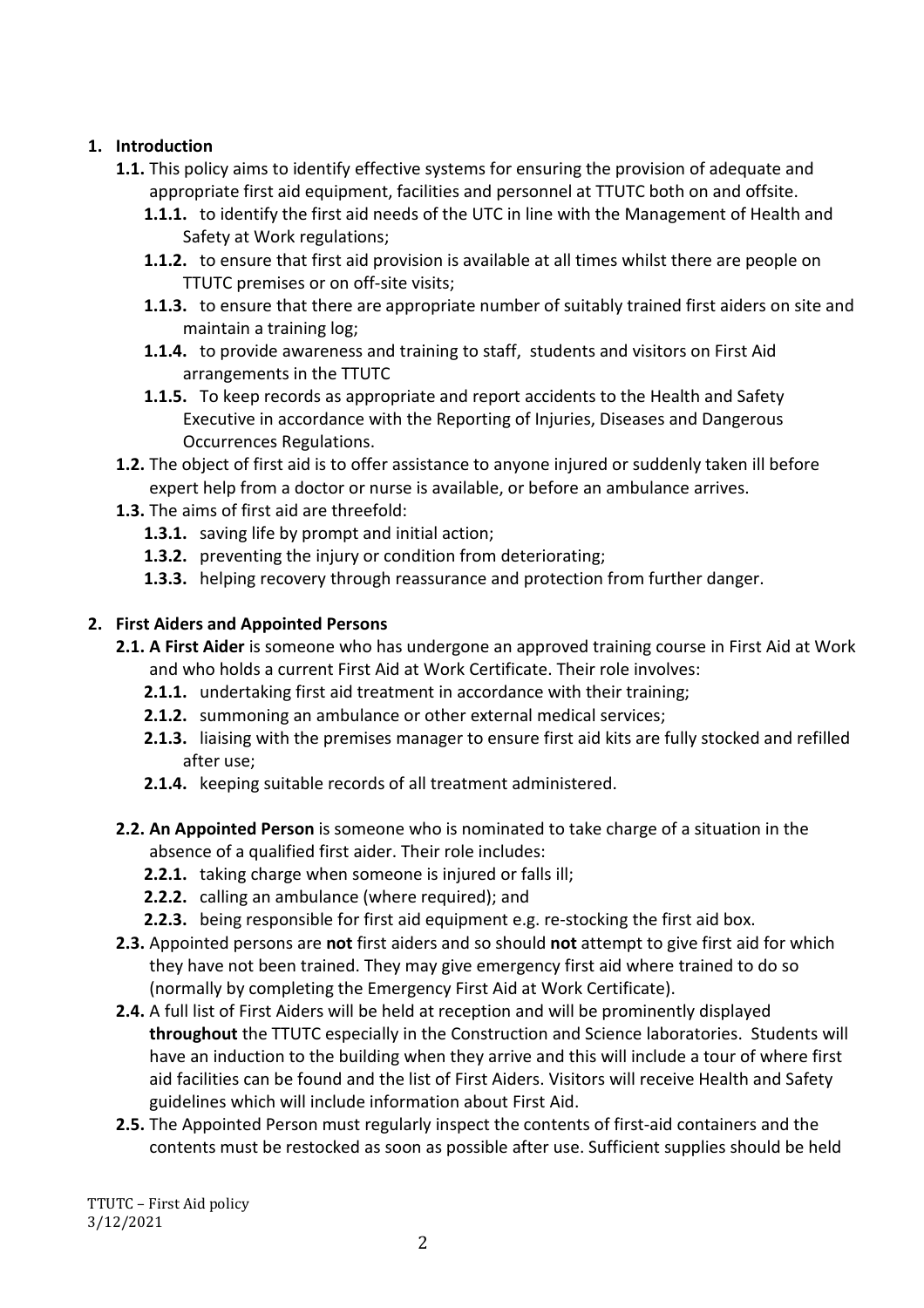1. **Introduction**
   - **1.1.** This policy aims to identify effective systems for ensuring the provision of adequate and appropriate first aid equipment, facilities and personnel at TTUTC both on and offsite.
     - **1.1.1.** to identify the first aid needs of the UTC in line with the Management of Health and Safety at Work regulations;
     - **1.1.2.** to ensure that first aid provision is available at all times whilst there are people on TTUTC premises or on off-site visits;
     - **1.1.3.** to ensure that there are appropriate number of suitably trained first aiders on site and maintain a training log;
     - **1.1.4.** to provide awareness and training to staff, students and visitors on First Aid arrangements in the TTUTC
     - **1.1.5.** To keep records as appropriate and report accidents to the Health and Safety Executive in accordance with the Reporting of Injuries, Diseases and Dangerous Occurrences Regulations.
   - **1.2.** The object of first aid is to offer assistance to anyone injured or suddenly taken ill before expert help from a doctor or nurse is available, or before an ambulance arrives.
   - **1.3.** The aims of first aid are threefold:
     - **1.3.1.** saving life by prompt and initial action;
     - **1.3.2.** preventing the injury or condition from deteriorating;
     - **1.3.3.** helping recovery through reassurance and protection from further danger.

2. **First Aiders and Appointed Persons**
   - **2.1. A First Aider** is someone who has undergone an approved training course in First Aid at Work and who holds a current First Aid at Work Certificate. Their role involves:
     - **2.1.1.** undertaking first aid treatment in accordance with their training;
     - **2.1.2.** summoning an ambulance or other external medical services;
     - **2.1.3.** liaising with the premises manager to ensure first aid kits are fully stocked and refilled after use;
     - **2.1.4.** keeping suitable records of all treatment administered.
   - **2.2. An Appointed Person** is someone who is nominated to take charge of a situation in the absence of a qualified first aider. Their role includes:
     - **2.2.1.** taking charge when someone is injured or falls ill;
     - **2.2.2.** calling an ambulance (where required); and
     - **2.2.3.** being responsible for first aid equipment e.g. re-stocking the first aid box.
   - **2.3.** Appointed persons are **not** first aiders and so should **not** attempt to give first aid for which they have not been trained. They may give emergency first aid where trained to do so (normally by completing the Emergency First Aid at Work Certificate).
   - **2.4.** A full list of First Aiders will be held at reception and will be prominently displayed **throughout** the TTUTC especially in the Construction and Science laboratories. Students will have an induction to the building when they arrive and this will include a tour of where first aid facilities can be found and the list of First Aiders. Visitors will receive Health and Safety guidelines which will include information about First Aid.
   - **2.5.** The Appointed Person must regularly inspect the contents of first-aid containers and the contents must be restocked as soon as possible after use. Sufficient supplies should be held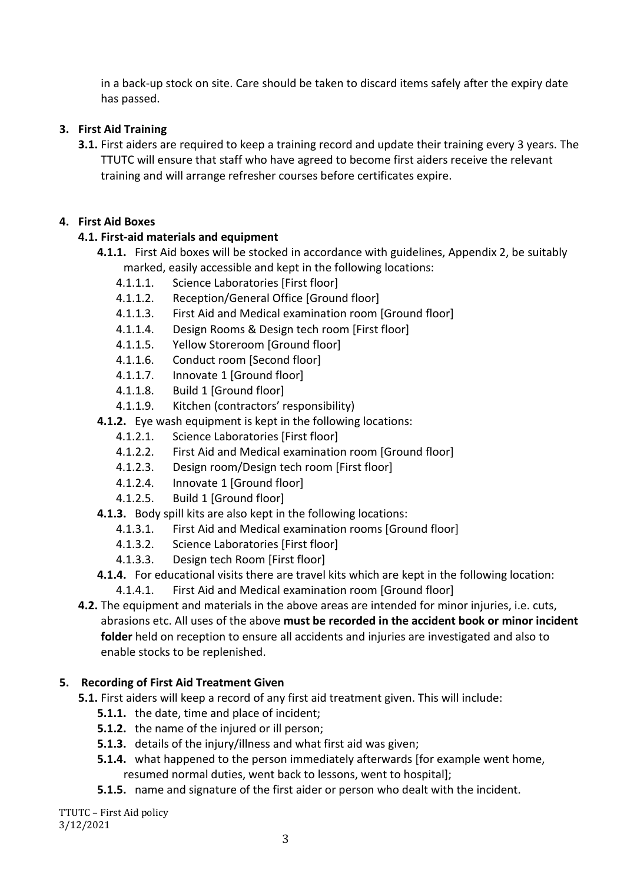in a back-up stock on site. Care should be taken to discard items safely after the expiry date has passed.

## 3. First Aid Training

**3.1.** First aiders are required to keep a training record and update their training every 3 years. The TTUTC will ensure that staff who have agreed to become first aiders receive the relevant training and will arrange refresher courses before certificates expire.

## 4. First Aid Boxes

### 4.1. First-aid materials and equipment

**4.1.1.** First Aid boxes will be stocked in accordance with guidelines, Appendix 2, be suitably marked, easily accessible and kept in the following locations:

- 4.1.1.1. Science Laboratories [First floor]
- 4.1.1.2. Reception/General Office [Ground floor]
- 4.1.1.3. First Aid and Medical examination room [Ground floor]
- 4.1.1.4. Design Rooms & Design tech room [First floor]
- 4.1.1.5. Yellow Storeroom [Ground floor]
- 4.1.1.6. Conduct room [Second floor]
- 4.1.1.7. Innovate 1 [Ground floor]
- 4.1.1.8. Build 1 [Ground floor]
- 4.1.1.9. Kitchen (contractors' responsibility)

**4.1.2.** Eye wash equipment is kept in the following locations:

- 4.1.2.1. Science Laboratories [First floor]
- 4.1.2.2. First Aid and Medical examination room [Ground floor]
- 4.1.2.3. Design room/Design tech room [First floor]
- 4.1.2.4. Innovate 1 [Ground floor]
- 4.1.2.5. Build 1 [Ground floor]

**4.1.3.** Body spill kits are also kept in the following locations:

- 4.1.3.1. First Aid and Medical examination rooms [Ground floor]
- 4.1.3.2. Science Laboratories [First floor]
- 4.1.3.3. Design tech Room [First floor]

**4.1.4.** For educational visits there are travel kits which are kept in the following location:

- 4.1.4.1. First Aid and Medical examination room [Ground floor]

**4.2.** The equipment and materials in the above areas are intended for minor injuries, i.e. cuts, abrasions etc. All uses of the above **must be recorded in the accident book or minor incident folder** held on reception to ensure all accidents and injuries are investigated and also to enable stocks to be replenished.

## 5. Recording of First Aid Treatment Given

**5.1.** First aiders will keep a record of any first aid treatment given. This will include:

- **5.1.1.** the date, time and place of incident;
- **5.1.2.** the name of the injured or ill person;
- **5.1.3.** details of the injury/illness and what first aid was given;
- **5.1.4.** what happened to the person immediately afterwards [for example went home, resumed normal duties, went back to lessons, went to hospital];
- **5.1.5.** name and signature of the first aider or person who dealt with the incident.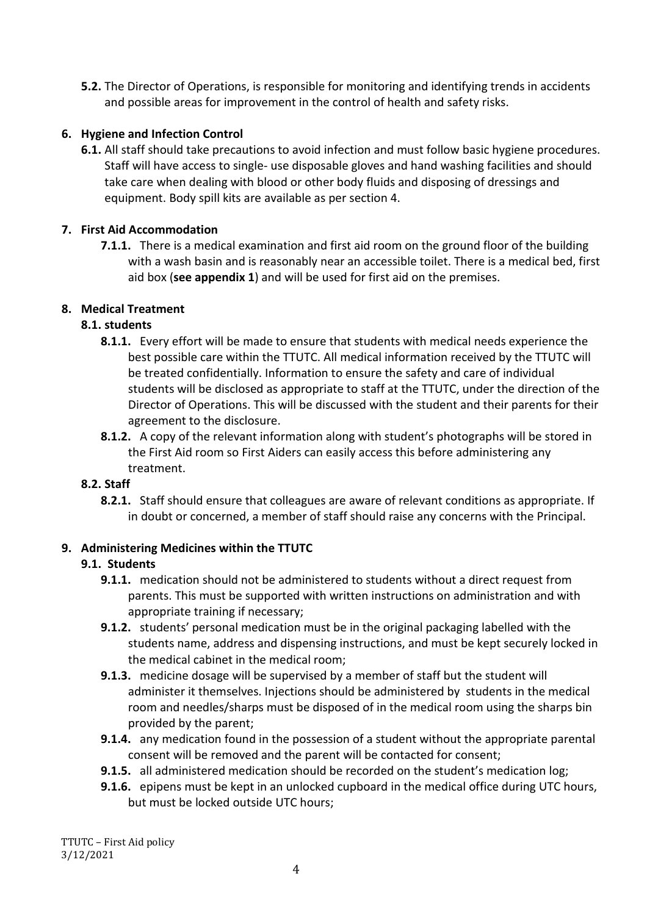**5.2.** The Director of Operations, is responsible for monitoring and identifying trends in accidents and possible areas for improvement in the control of health and safety risks.

## 6. Hygiene and Infection Control

**6.1.** All staff should take precautions to avoid infection and must follow basic hygiene procedures. Staff will have access to single- use disposable gloves and hand washing facilities and should take care when dealing with blood or other body fluids and disposing of dressings and equipment. Body spill kits are available as per section 4.

## 7. First Aid Accommodation

**7.1.1.** There is a medical examination and first aid room on the ground floor of the building with a wash basin and is reasonably near an accessible toilet. There is a medical bed, first aid box (**see appendix 1**) and will be used for first aid on the premises.

## 8. Medical Treatment

### 8.1. students

**8.1.1.** Every effort will be made to ensure that students with medical needs experience the best possible care within the TTUTC. All medical information received by the TTUTC will be treated confidentially. Information to ensure the safety and care of individual students will be disclosed as appropriate to staff at the TTUTC, under the direction of the Director of Operations. This will be discussed with the student and their parents for their agreement to the disclosure.

**8.1.2.** A copy of the relevant information along with student's photographs will be stored in the First Aid room so First Aiders can easily access this before administering any treatment.

### 8.2. Staff

**8.2.1.** Staff should ensure that colleagues are aware of relevant conditions as appropriate. If in doubt or concerned, a member of staff should raise any concerns with the Principal.

## 9. Administering Medicines within the TTUTC

### 9.1. Students

**9.1.1.** medication should not be administered to students without a direct request from parents. This must be supported with written instructions on administration and with appropriate training if necessary;

**9.1.2.** students' personal medication must be in the original packaging labelled with the students name, address and dispensing instructions, and must be kept securely locked in the medical cabinet in the medical room;

**9.1.3.** medicine dosage will be supervised by a member of staff but the student will administer it themselves. Injections should be administered by students in the medical room and needles/sharps must be disposed of in the medical room using the sharps bin provided by the parent;

**9.1.4.** any medication found in the possession of a student without the appropriate parental consent will be removed and the parent will be contacted for consent;

**9.1.5.** all administered medication should be recorded on the student's medication log;

**9.1.6.** epipens must be kept in an unlocked cupboard in the medical office during UTC hours, but must be locked outside UTC hours;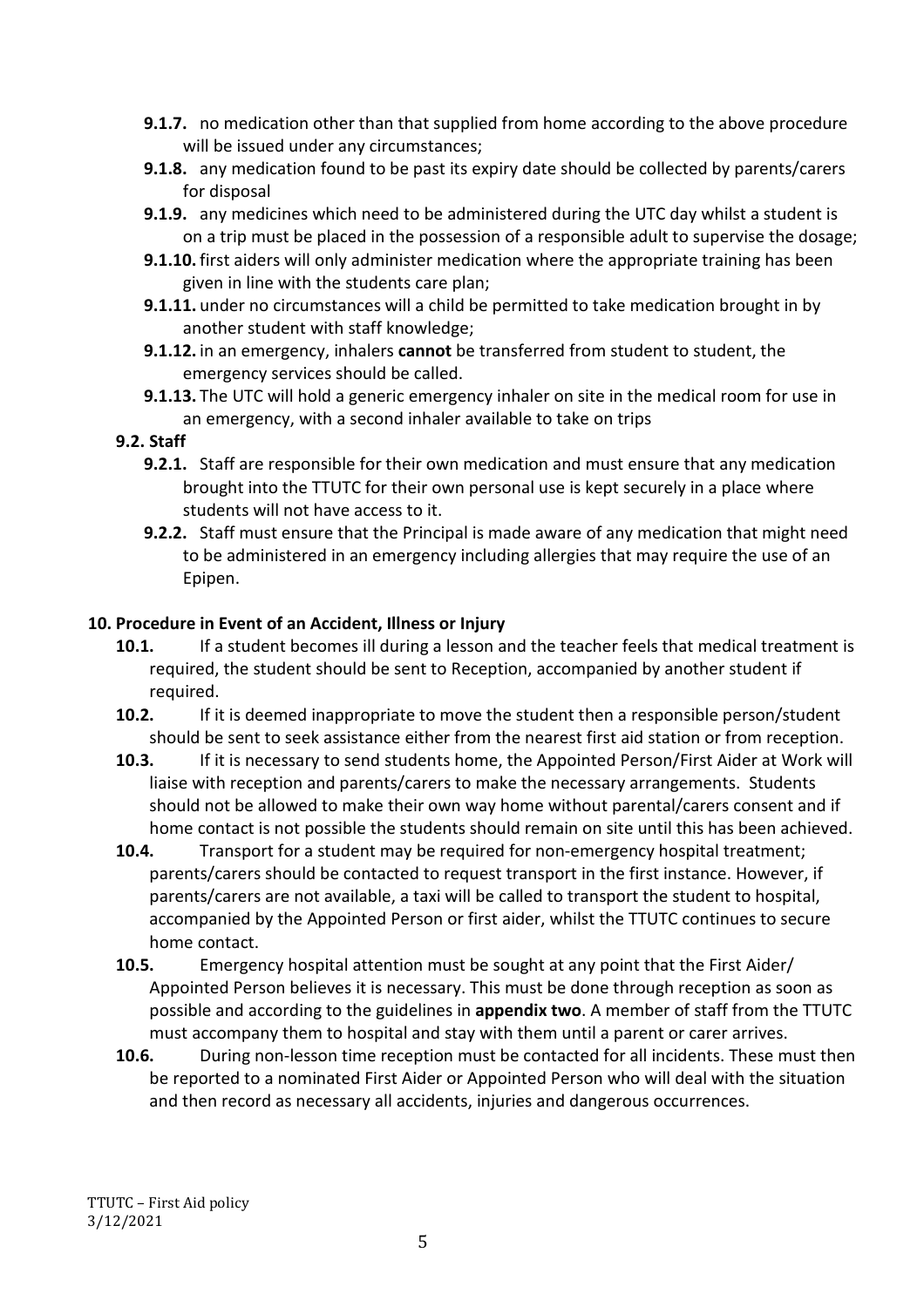- **9.1.7.** no medication other than that supplied from home according to the above procedure will be issued under any circumstances;
- **9.1.8.** any medication found to be past its expiry date should be collected by parents/carers for disposal
- **9.1.9.** any medicines which need to be administered during the UTC day whilst a student is on a trip must be placed in the possession of a responsible adult to supervise the dosage;
- **9.1.10.** first aiders will only administer medication where the appropriate training has been given in line with the students care plan;
- **9.1.11.** under no circumstances will a child be permitted to take medication brought in by another student with staff knowledge;
- **9.1.12.** in an emergency, inhalers **cannot** be transferred from student to student, the emergency services should be called.
- **9.1.13.** The UTC will hold a generic emergency inhaler on site in the medical room for use in an emergency, with a second inhaler available to take on trips

**9.2. Staff**

- **9.2.1.** Staff are responsible for their own medication and must ensure that any medication brought into the TTUTC for their own personal use is kept securely in a place where students will not have access to it.
- **9.2.2.** Staff must ensure that the Principal is made aware of any medication that might need to be administered in an emergency including allergies that may require the use of an Epipen.

## 10. Procedure in Event of an Accident, Illness or Injury

- **10.1.** If a student becomes ill during a lesson and the teacher feels that medical treatment is required, the student should be sent to Reception, accompanied by another student if required.
- **10.2.** If it is deemed inappropriate to move the student then a responsible person/student should be sent to seek assistance either from the nearest first aid station or from reception.
- **10.3.** If it is necessary to send students home, the Appointed Person/First Aider at Work will liaise with reception and parents/carers to make the necessary arrangements. Students should not be allowed to make their own way home without parental/carers consent and if home contact is not possible the students should remain on site until this has been achieved.
- **10.4.** Transport for a student may be required for non-emergency hospital treatment; parents/carers should be contacted to request transport in the first instance. However, if parents/carers are not available, a taxi will be called to transport the student to hospital, accompanied by the Appointed Person or first aider, whilst the TTUTC continues to secure home contact.
- **10.5.** Emergency hospital attention must be sought at any point that the First Aider/ Appointed Person believes it is necessary. This must be done through reception as soon as possible and according to the guidelines in **appendix two**. A member of staff from the TTUTC must accompany them to hospital and stay with them until a parent or carer arrives.
- **10.6.** During non-lesson time reception must be contacted for all incidents. These must then be reported to a nominated First Aider or Appointed Person who will deal with the situation and then record as necessary all accidents, injuries and dangerous occurrences.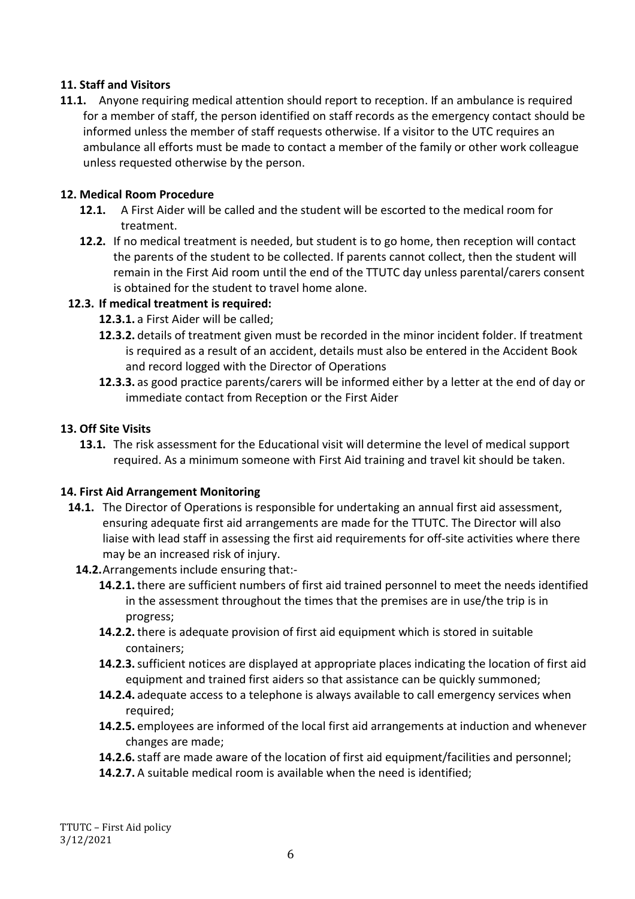**11. Staff and Visitors**

**11.1.** Anyone requiring medical attention should report to reception. If an ambulance is required for a member of staff, the person identified on staff records as the emergency contact should be informed unless the member of staff requests otherwise. If a visitor to the UTC requires an ambulance all efforts must be made to contact a member of the family or other work colleague unless requested otherwise by the person.

**12. Medical Room Procedure**

- **12.1.** A First Aider will be called and the student will be escorted to the medical room for treatment.
- **12.2.** If no medical treatment is needed, but student is to go home, then reception will contact the parents of the student to be collected. If parents cannot collect, then the student will remain in the First Aid room until the end of the TTUTC day unless parental/carers consent is obtained for the student to travel home alone.
- **12.3. If medical treatment is required:**
  - **12.3.1.** a First Aider will be called;
  - **12.3.2.** details of treatment given must be recorded in the minor incident folder. If treatment is required as a result of an accident, details must also be entered in the Accident Book and record logged with the Director of Operations
  - **12.3.3.** as good practice parents/carers will be informed either by a letter at the end of day or immediate contact from Reception or the First Aider

**13. Off Site Visits**

- **13.1.** The risk assessment for the Educational visit will determine the level of medical support required. As a minimum someone with First Aid training and travel kit should be taken.

**14. First Aid Arrangement Monitoring**

- **14.1.** The Director of Operations is responsible for undertaking an annual first aid assessment, ensuring adequate first aid arrangements are made for the TTUTC. The Director will also liaise with lead staff in assessing the first aid requirements for off-site activities where there may be an increased risk of injury.
- **14.2.** Arrangements include ensuring that:-
  - **14.2.1.** there are sufficient numbers of first aid trained personnel to meet the needs identified in the assessment throughout the times that the premises are in use/the trip is in progress;
  - **14.2.2.** there is adequate provision of first aid equipment which is stored in suitable containers;
  - **14.2.3.** sufficient notices are displayed at appropriate places indicating the location of first aid equipment and trained first aiders so that assistance can be quickly summoned;
  - **14.2.4.** adequate access to a telephone is always available to call emergency services when required;
  - **14.2.5.** employees are informed of the local first aid arrangements at induction and whenever changes are made;
  - **14.2.6.** staff are made aware of the location of first aid equipment/facilities and personnel;
  - **14.2.7.** A suitable medical room is available when the need is identified;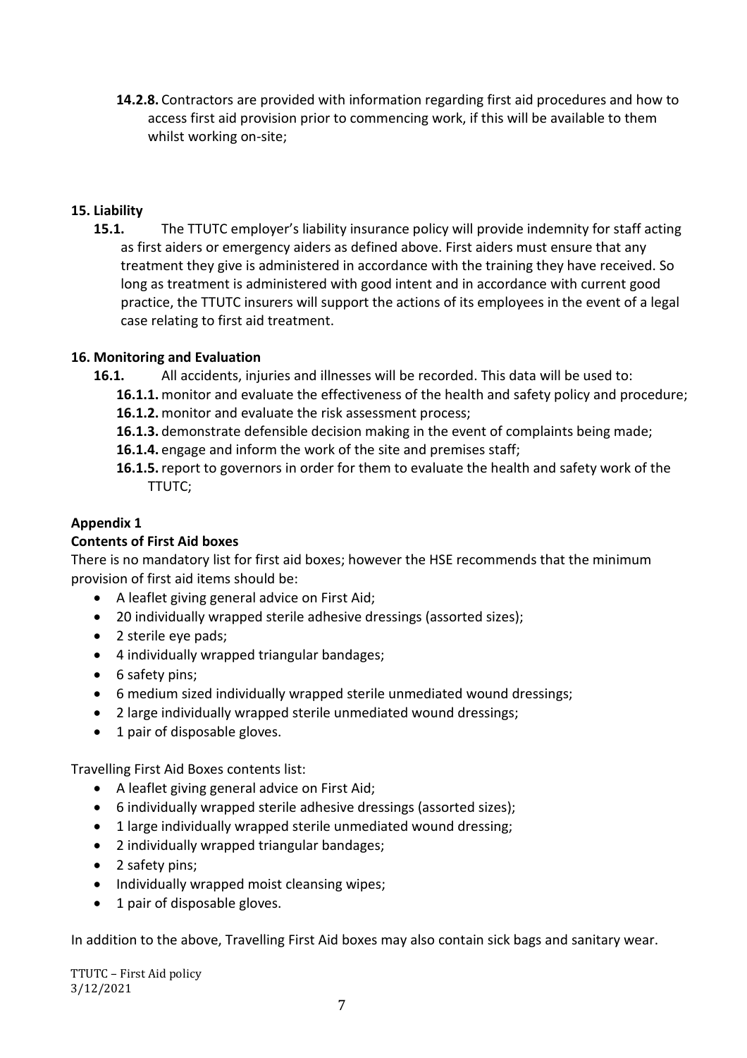**14.2.8.** Contractors are provided with information regarding first aid procedures and how to access first aid provision prior to commencing work, if this will be available to them whilst working on-site;

## 15. Liability

**15.1.** The TTUTC employer's liability insurance policy will provide indemnity for staff acting as first aiders or emergency aiders as defined above. First aiders must ensure that any treatment they give is administered in accordance with the training they have received. So long as treatment is administered with good intent and in accordance with current good practice, the TTUTC insurers will support the actions of its employees in the event of a legal case relating to first aid treatment.

## 16. Monitoring and Evaluation

**16.1.** All accidents, injuries and illnesses will be recorded. This data will be used to:

- **16.1.1.** monitor and evaluate the effectiveness of the health and safety policy and procedure;
- **16.1.2.** monitor and evaluate the risk assessment process;
- **16.1.3.** demonstrate defensible decision making in the event of complaints being made;
- **16.1.4.** engage and inform the work of the site and premises staff;
- **16.1.5.** report to governors in order for them to evaluate the health and safety work of the TTUTC;

## Appendix 1

### Contents of First Aid boxes

There is no mandatory list for first aid boxes; however the HSE recommends that the minimum provision of first aid items should be:

- A leaflet giving general advice on First Aid;
- 20 individually wrapped sterile adhesive dressings (assorted sizes);
- 2 sterile eye pads;
- 4 individually wrapped triangular bandages;
- 6 safety pins;
- 6 medium sized individually wrapped sterile unmediated wound dressings;
- 2 large individually wrapped sterile unmediated wound dressings;
- 1 pair of disposable gloves.

Travelling First Aid Boxes contents list:

- A leaflet giving general advice on First Aid;
- 6 individually wrapped sterile adhesive dressings (assorted sizes);
- 1 large individually wrapped sterile unmediated wound dressing;
- 2 individually wrapped triangular bandages;
- 2 safety pins;
- Individually wrapped moist cleansing wipes;
- 1 pair of disposable gloves.

In addition to the above, Travelling First Aid boxes may also contain sick bags and sanitary wear.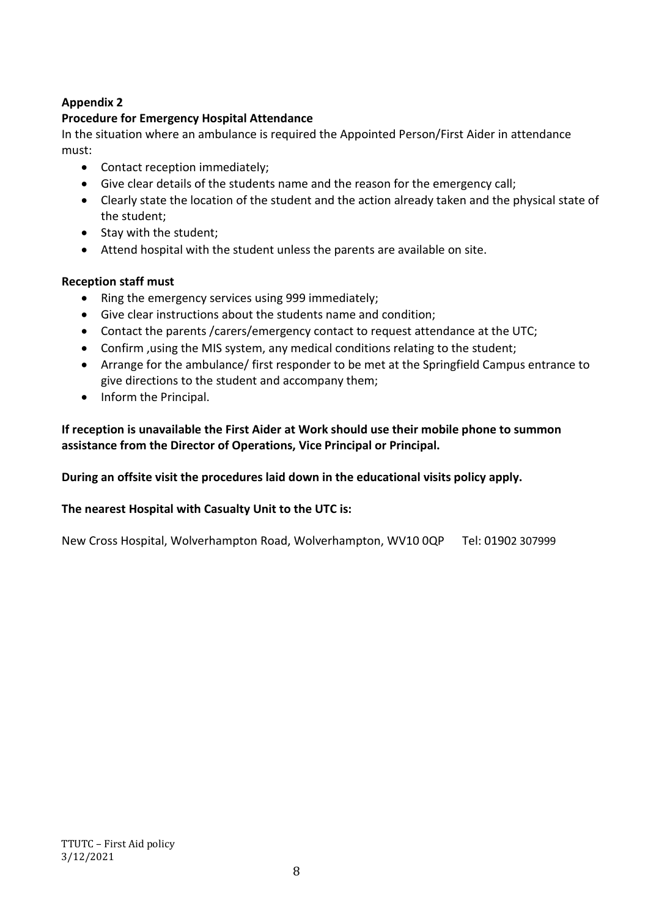**Appendix 2**

**Procedure for Emergency Hospital Attendance**

In the situation where an ambulance is required the Appointed Person/First Aider in attendance must:

- Contact reception immediately;
- Give clear details of the students name and the reason for the emergency call;
- Clearly state the location of the student and the action already taken and the physical state of the student;
- Stay with the student;
- Attend hospital with the student unless the parents are available on site.

**Reception staff must**

- Ring the emergency services using 999 immediately;
- Give clear instructions about the students name and condition;
- Contact the parents /carers/emergency contact to request attendance at the UTC;
- Confirm ,using the MIS system, any medical conditions relating to the student;
- Arrange for the ambulance/ first responder to be met at the Springfield Campus entrance to give directions to the student and accompany them;
- Inform the Principal.

**If reception is unavailable the First Aider at Work should use their mobile phone to summon assistance from the Director of Operations, Vice Principal or Principal.**

**During an offsite visit the procedures laid down in the educational visits policy apply.**

**The nearest Hospital with Casualty Unit to the UTC is:**

New Cross Hospital, Wolverhampton Road, Wolverhampton, WV10 0QP Tel: 01902 307999